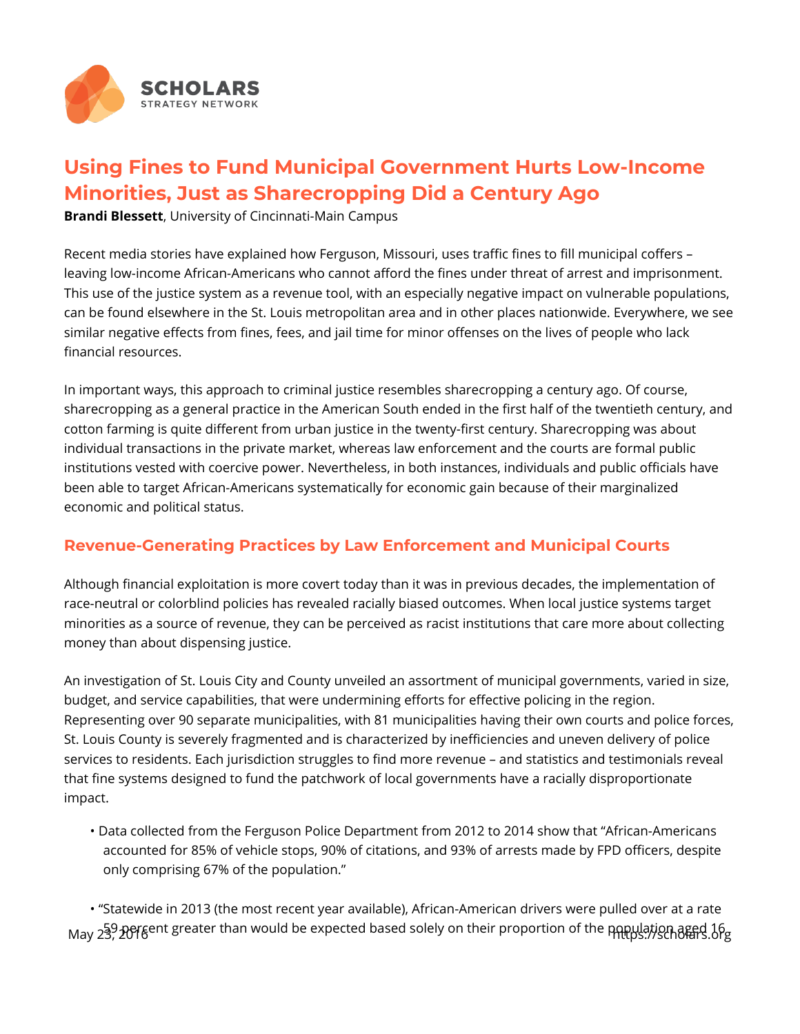# Using Fines to Fund Municipal Government Hurts Low-Income Minorities, Just as Sharecropping Did a Century Ago

**Brandi Blessett**, University of Cincinnati-Main Campus

Recent media stories have explained how Ferguson, Missouri, uses traffic fines to fill municipal coffers – leaving low-income African-Americans who cannot afford the fines under threat of arrest and imprisonment. This use of the justice system as a revenue tool, with an especially negative impact on vulnerable populations, can be found elsewhere in the St. Louis metropolitan area and in other places nationwide. Everywhere, we see similar negative effects from fines, fees, and jail time for minor offenses on the lives of people who lack financial resources.

In important ways, this approach to criminal justice resembles sharecropping a century ago. Of course, sharecropping as a general practice in the American South ended in the first half of the twentieth century, and cotton farming is quite different from urban justice in the twenty-first century. Sharecropping was about individual transactions in the private market, whereas law enforcement and the courts are formal public institutions vested with coercive power. Nevertheless, in both instances, individuals and public officials have been able to target African-Americans systematically for economic gain because of their marginalized economic and political status.

## Revenue-Generating Practices by Law Enforcement and Municipal Courts

Although financial exploitation is more covert today than it was in previous decades, the implementation of race-neutral or colorblind policies has revealed racially biased outcomes. When local justice systems target minorities as a source of revenue, they can be perceived as racist institutions that care more about collecting money than about dispensing justice.

An investigation of St. Louis City and County unveiled an assortment of municipal governments, varied in size, budget, and service capabilities, that were undermining efforts for effective policing in the region. Representing over 90 separate municipalities, with 81 municipalities having their own courts and police forces, St. Louis County is severely fragmented and is characterized by inefficiencies and uneven delivery of police services to residents. Each jurisdiction struggles to find more revenue – and statistics and testimonials reveal that fine systems designed to fund the patchwork of local governments have a racially disproportionate impact.

- Data collected from the Ferguson Police Department from 2012 to 2014 show that "African-Americans accounted for 85% of vehicle stops, 90% of citations, and 93% of arrests made by FPD officers, despite only comprising 67% of the population."
- "Statewide in 2013 (the most recent year available), African-American drivers were pulled over at a rate 59 percent greater than would be expected based solely on their proportion of the population aged 16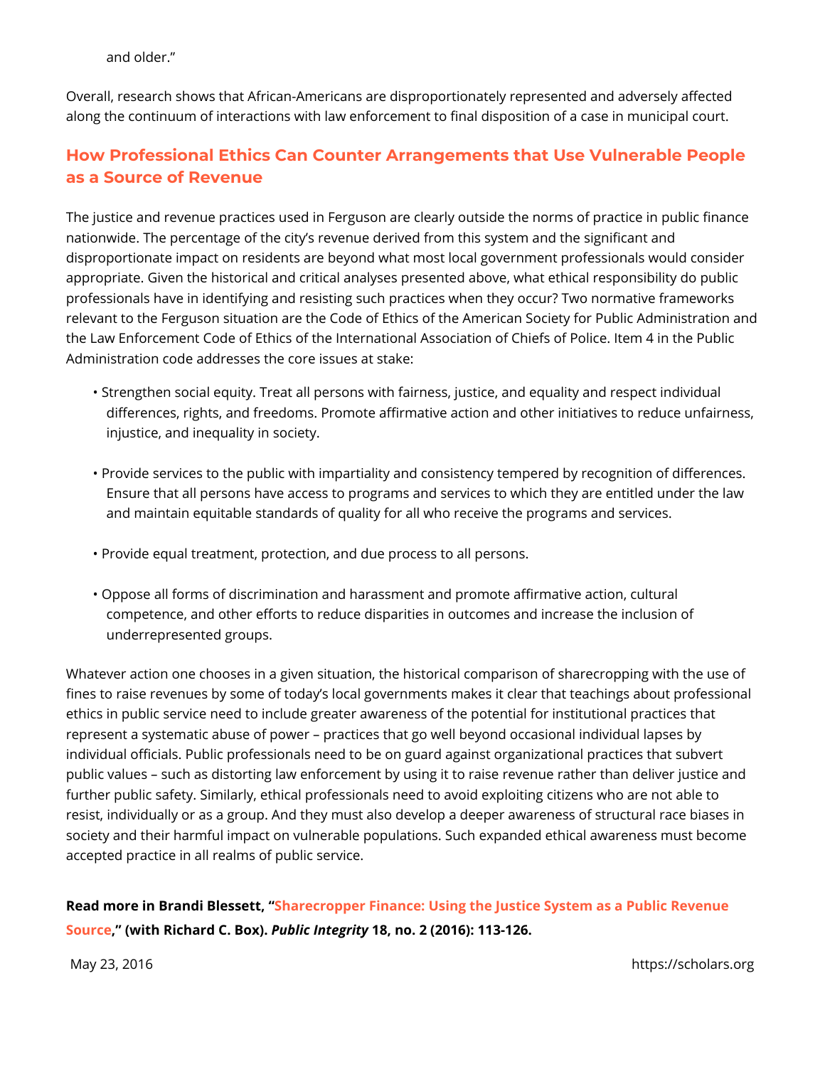and older."

Overall, research shows that African-Americans are disproportionately represented and adversely affected along the continuum of interactions with law enforcement to final disposition of a case in municipal court.

## How Professional Ethics Can Counter Arrangements that Use Vulnerable People as a Source of Revenue

The justice and revenue practices used in Ferguson are clearly outside the norms of practice in public finance nationwide. The percentage of the city's revenue derived from this system and the significant and disproportionate impact on residents are beyond what most local government professionals would consider appropriate. Given the historical and critical analyses presented above, what ethical responsibility do public professionals have in identifying and resisting such practices when they occur? Two normative frameworks relevant to the Ferguson situation are the Code of Ethics of the American Society for Public Administration and the Law Enforcement Code of Ethics of the International Association of Chiefs of Police. Item 4 in the Public Administration code addresses the core issues at stake:

- Strengthen social equity. Treat all persons with fairness, justice, and equality and respect individual differences, rights, and freedoms. Promote affirmative action and other initiatives to reduce unfairness, injustice, and inequality in society.
- Provide services to the public with impartiality and consistency tempered by recognition of differences. Ensure that all persons have access to programs and services to which they are entitled under the law and maintain equitable standards of quality for all who receive the programs and services.
- Provide equal treatment, protection, and due process to all persons.
- Oppose all forms of discrimination and harassment and promote affirmative action, cultural competence, and other efforts to reduce disparities in outcomes and increase the inclusion of underrepresented groups.

Whatever action one chooses in a given situation, the historical comparison of sharecropping with the use of fines to raise revenues by some of today's local governments makes it clear that teachings about professional ethics in public service need to include greater awareness of the potential for institutional practices that represent a systematic abuse of power – practices that go well beyond occasional individual lapses by individual officials. Public professionals need to be on guard against organizational practices that subvert public values – such as distorting law enforcement by using it to raise revenue rather than deliver justice and further public safety. Similarly, ethical professionals need to avoid exploiting citizens who are not able to resist, individually or as a group. And they must also develop a deeper awareness of structural race biases in society and their harmful impact on vulnerable populations. Such expanded ethical awareness must become accepted practice in all realms of public service.

**Read more in Brandi Blessett, "Sharecropper Finance: Using the Justice System as a Public Revenue Source," (with Richard C. Box). *Public Integrity* 18, no. 2 (2016): 113-126.**

May 23, 2016 https://scholars.org